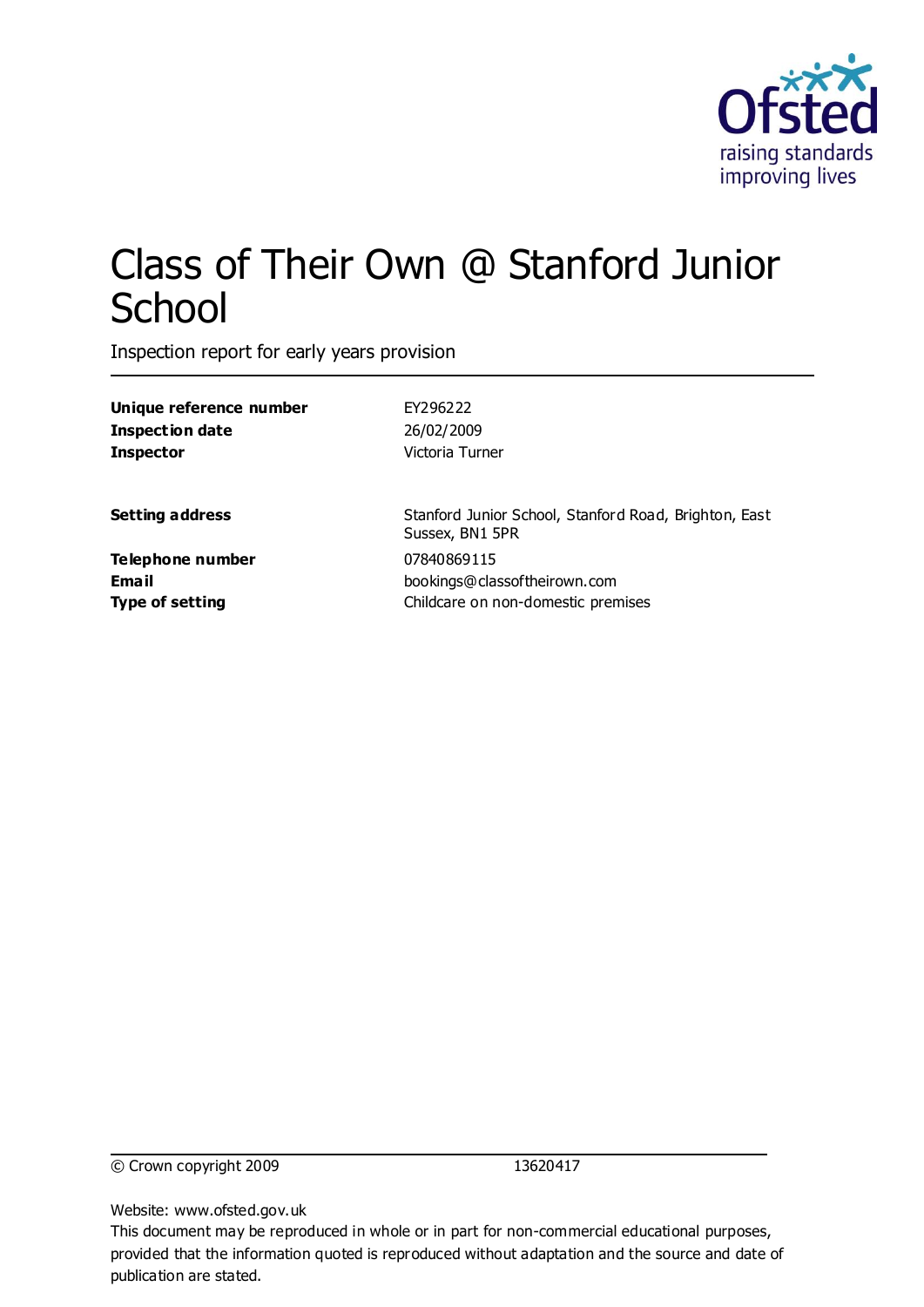Ofsted
raising standards
improving lives

# Class of Their Own @ Stanford Junior School

Inspection report for early years provision

| | |
|---|---|
| **Unique reference number** | EY296222 |
| **Inspection date** | 26/02/2009 |
| **Inspector** | Victoria Turner |
| | |
| **Setting address** | Stanford Junior School, Stanford Road, Brighton, East Sussex, BN1 5PR |
| **Telephone number** | 07840869115 |
| **Email** | bookings@classoftheirown.com |
| **Type of setting** | Childcare on non-domestic premises |

© Crown copyright 2009 13620417

Website: www.ofsted.gov.uk

This document may be reproduced in whole or in part for non-commercial educational purposes, provided that the information quoted is reproduced without adaptation and the source and date of publication are stated.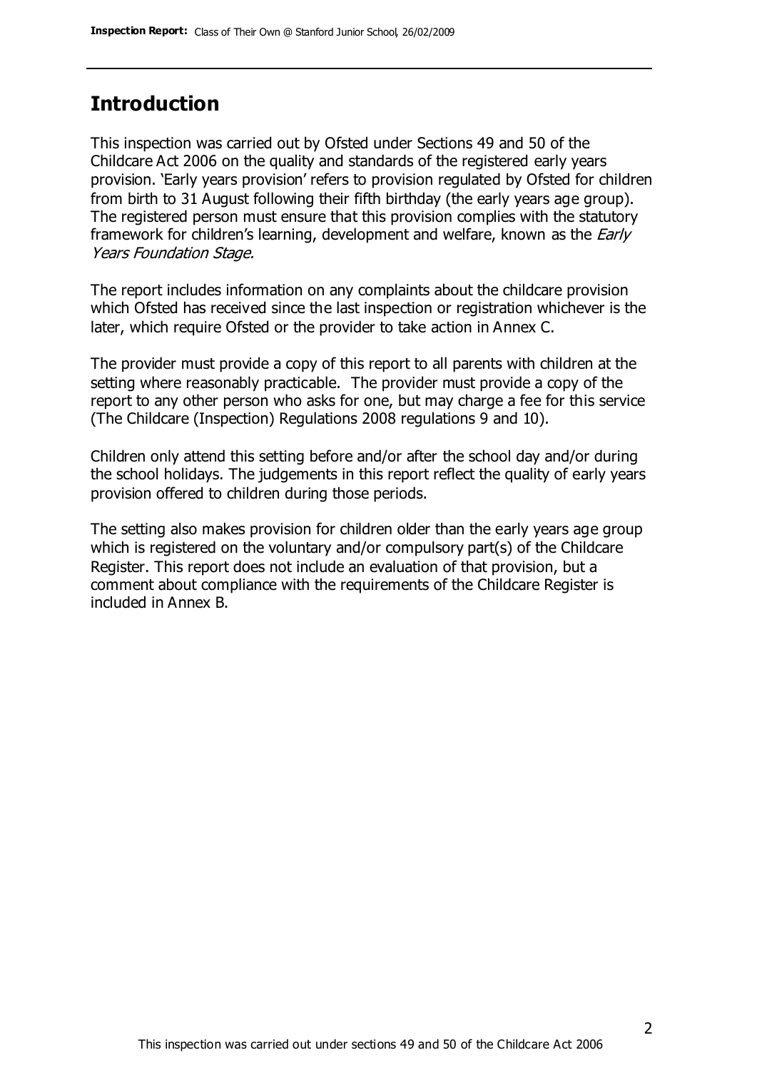## Introduction

This inspection was carried out by Ofsted under Sections 49 and 50 of the Childcare Act 2006 on the quality and standards of the registered early years provision. 'Early years provision' refers to provision regulated by Ofsted for children from birth to 31 August following their fifth birthday (the early years age group). The registered person must ensure that this provision complies with the statutory framework for children's learning, development and welfare, known as the *Early Years Foundation Stage.*

The report includes information on any complaints about the childcare provision which Ofsted has received since the last inspection or registration whichever is the later, which require Ofsted or the provider to take action in Annex C.

The provider must provide a copy of this report to all parents with children at the setting where reasonably practicable. The provider must provide a copy of the report to any other person who asks for one, but may charge a fee for this service (The Childcare (Inspection) Regulations 2008 regulations 9 and 10).

Children only attend this setting before and/or after the school day and/or during the school holidays. The judgements in this report reflect the quality of early years provision offered to children during those periods.

The setting also makes provision for children older than the early years age group which is registered on the voluntary and/or compulsory part(s) of the Childcare Register. This report does not include an evaluation of that provision, but a comment about compliance with the requirements of the Childcare Register is included in Annex B.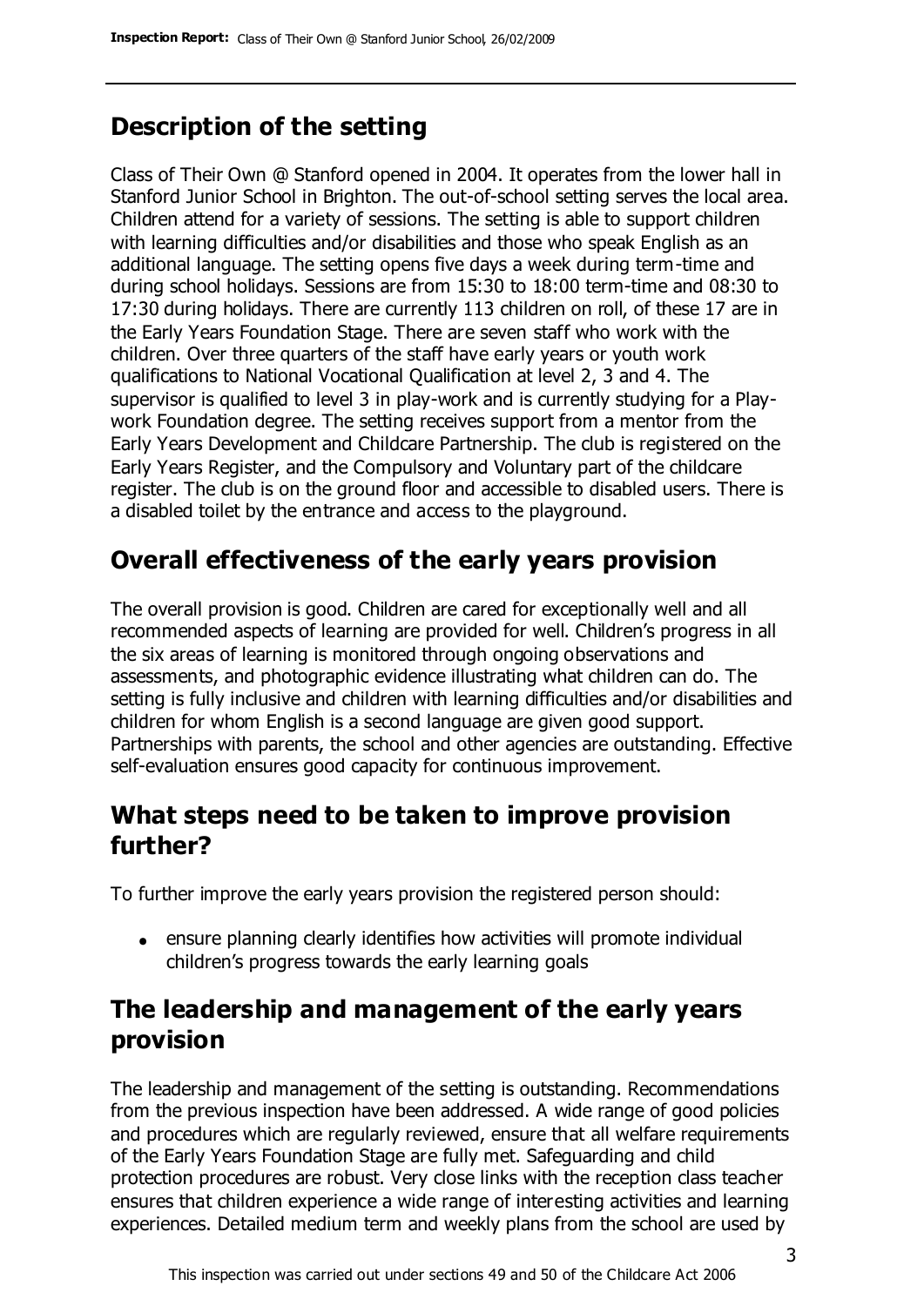## Description of the setting

Class of Their Own @ Stanford opened in 2004. It operates from the lower hall in Stanford Junior School in Brighton. The out-of-school setting serves the local area. Children attend for a variety of sessions. The setting is able to support children with learning difficulties and/or disabilities and those who speak English as an additional language. The setting opens five days a week during term-time and during school holidays. Sessions are from 15:30 to 18:00 term-time and 08:30 to 17:30 during holidays. There are currently 113 children on roll, of these 17 are in the Early Years Foundation Stage. There are seven staff who work with the children. Over three quarters of the staff have early years or youth work qualifications to National Vocational Qualification at level 2, 3 and 4. The supervisor is qualified to level 3 in play-work and is currently studying for a Play-work Foundation degree. The setting receives support from a mentor from the Early Years Development and Childcare Partnership. The club is registered on the Early Years Register, and the Compulsory and Voluntary part of the childcare register. The club is on the ground floor and accessible to disabled users. There is a disabled toilet by the entrance and access to the playground.

## Overall effectiveness of the early years provision

The overall provision is good. Children are cared for exceptionally well and all recommended aspects of learning are provided for well. Children's progress in all the six areas of learning is monitored through ongoing observations and assessments, and photographic evidence illustrating what children can do. The setting is fully inclusive and children with learning difficulties and/or disabilities and children for whom English is a second language are given good support. Partnerships with parents, the school and other agencies are outstanding. Effective self-evaluation ensures good capacity for continuous improvement.

## What steps need to be taken to improve provision further?

To further improve the early years provision the registered person should:

- ensure planning clearly identifies how activities will promote individual children's progress towards the early learning goals

## The leadership and management of the early years provision

The leadership and management of the setting is outstanding. Recommendations from the previous inspection have been addressed. A wide range of good policies and procedures which are regularly reviewed, ensure that all welfare requirements of the Early Years Foundation Stage are fully met. Safeguarding and child protection procedures are robust. Very close links with the reception class teacher ensures that children experience a wide range of interesting activities and learning experiences. Detailed medium term and weekly plans from the school are used by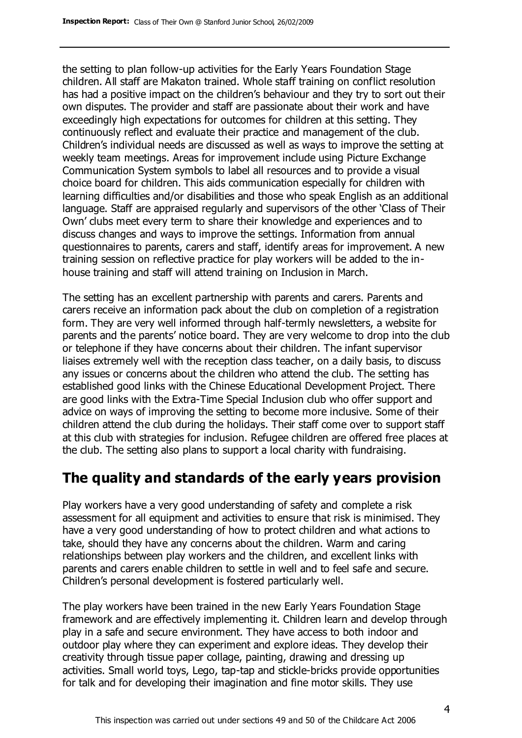the setting to plan follow-up activities for the Early Years Foundation Stage children. All staff are Makaton trained. Whole staff training on conflict resolution has had a positive impact on the children's behaviour and they try to sort out their own disputes. The provider and staff are passionate about their work and have exceedingly high expectations for outcomes for children at this setting. They continuously reflect and evaluate their practice and management of the club. Children's individual needs are discussed as well as ways to improve the setting at weekly team meetings. Areas for improvement include using Picture Exchange Communication System symbols to label all resources and to provide a visual choice board for children. This aids communication especially for children with learning difficulties and/or disabilities and those who speak English as an additional language. Staff are appraised regularly and supervisors of the other 'Class of Their Own' clubs meet every term to share their knowledge and experiences and to discuss changes and ways to improve the settings. Information from annual questionnaires to parents, carers and staff, identify areas for improvement. A new training session on reflective practice for play workers will be added to the in-house training and staff will attend training on Inclusion in March.

The setting has an excellent partnership with parents and carers. Parents and carers receive an information pack about the club on completion of a registration form. They are very well informed through half-termly newsletters, a website for parents and the parents' notice board. They are very welcome to drop into the club or telephone if they have concerns about their children. The infant supervisor liaises extremely well with the reception class teacher, on a daily basis, to discuss any issues or concerns about the children who attend the club. The setting has established good links with the Chinese Educational Development Project. There are good links with the Extra-Time Special Inclusion club who offer support and advice on ways of improving the setting to become more inclusive. Some of their children attend the club during the holidays. Their staff come over to support staff at this club with strategies for inclusion. Refugee children are offered free places at the club. The setting also plans to support a local charity with fundraising.

## The quality and standards of the early years provision

Play workers have a very good understanding of safety and complete a risk assessment for all equipment and activities to ensure that risk is minimised. They have a very good understanding of how to protect children and what actions to take, should they have any concerns about the children. Warm and caring relationships between play workers and the children, and excellent links with parents and carers enable children to settle in well and to feel safe and secure. Children's personal development is fostered particularly well.

The play workers have been trained in the new Early Years Foundation Stage framework and are effectively implementing it. Children learn and develop through play in a safe and secure environment. They have access to both indoor and outdoor play where they can experiment and explore ideas. They develop their creativity through tissue paper collage, painting, drawing and dressing up activities. Small world toys, Lego, tap-tap and stickle-bricks provide opportunities for talk and for developing their imagination and fine motor skills. They use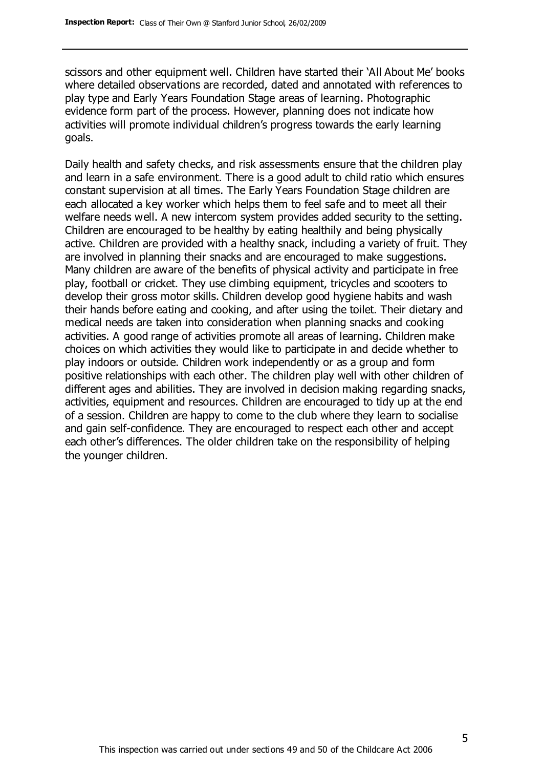scissors and other equipment well. Children have started their 'All About Me' books where detailed observations are recorded, dated and annotated with references to play type and Early Years Foundation Stage areas of learning. Photographic evidence form part of the process. However, planning does not indicate how activities will promote individual children's progress towards the early learning goals.

Daily health and safety checks, and risk assessments ensure that the children play and learn in a safe environment. There is a good adult to child ratio which ensures constant supervision at all times. The Early Years Foundation Stage children are each allocated a key worker which helps them to feel safe and to meet all their welfare needs well. A new intercom system provides added security to the setting. Children are encouraged to be healthy by eating healthily and being physically active. Children are provided with a healthy snack, including a variety of fruit. They are involved in planning their snacks and are encouraged to make suggestions. Many children are aware of the benefits of physical activity and participate in free play, football or cricket. They use climbing equipment, tricycles and scooters to develop their gross motor skills. Children develop good hygiene habits and wash their hands before eating and cooking, and after using the toilet. Their dietary and medical needs are taken into consideration when planning snacks and cooking activities. A good range of activities promote all areas of learning. Children make choices on which activities they would like to participate in and decide whether to play indoors or outside. Children work independently or as a group and form positive relationships with each other. The children play well with other children of different ages and abilities. They are involved in decision making regarding snacks, activities, equipment and resources. Children are encouraged to tidy up at the end of a session. Children are happy to come to the club where they learn to socialise and gain self-confidence. They are encouraged to respect each other and accept each other's differences. The older children take on the responsibility of helping the younger children.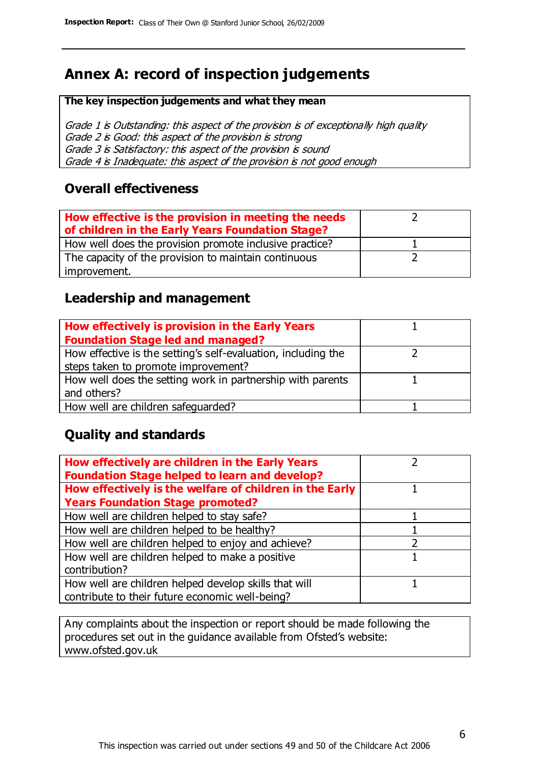## Annex A: record of inspection judgements

**The key inspection judgements and what they mean**

*Grade 1 is Outstanding: this aspect of the provision is of exceptionally high quality*
*Grade 2 is Good: this aspect of the provision is strong*
*Grade 3 is Satisfactory: this aspect of the provision is sound*
*Grade 4 is Inadequate: this aspect of the provision is not good enough*

### Overall effectiveness

| | |
|---|---|
| **How effective is the provision in meeting the needs of children in the Early Years Foundation Stage?** | 2 |
| How well does the provision promote inclusive practice? | 1 |
| The capacity of the provision to maintain continuous improvement. | 2 |

### Leadership and management

| | |
|---|---|
| **How effectively is provision in the Early Years Foundation Stage led and managed?** | 1 |
| How effective is the setting's self-evaluation, including the steps taken to promote improvement? | 2 |
| How well does the setting work in partnership with parents and others? | 1 |
| How well are children safeguarded? | 1 |

### Quality and standards

| | |
|---|---|
| **How effectively are children in the Early Years Foundation Stage helped to learn and develop?** | 2 |
| **How effectively is the welfare of children in the Early Years Foundation Stage promoted?** | 1 |
| How well are children helped to stay safe? | 1 |
| How well are children helped to be healthy? | 1 |
| How well are children helped to enjoy and achieve? | 2 |
| How well are children helped to make a positive contribution? | 1 |
| How well are children helped develop skills that will contribute to their future economic well-being? | 1 |

Any complaints about the inspection or report should be made following the procedures set out in the guidance available from Ofsted's website: www.ofsted.gov.uk

This inspection was carried out under sections 49 and 50 of the Childcare Act 2006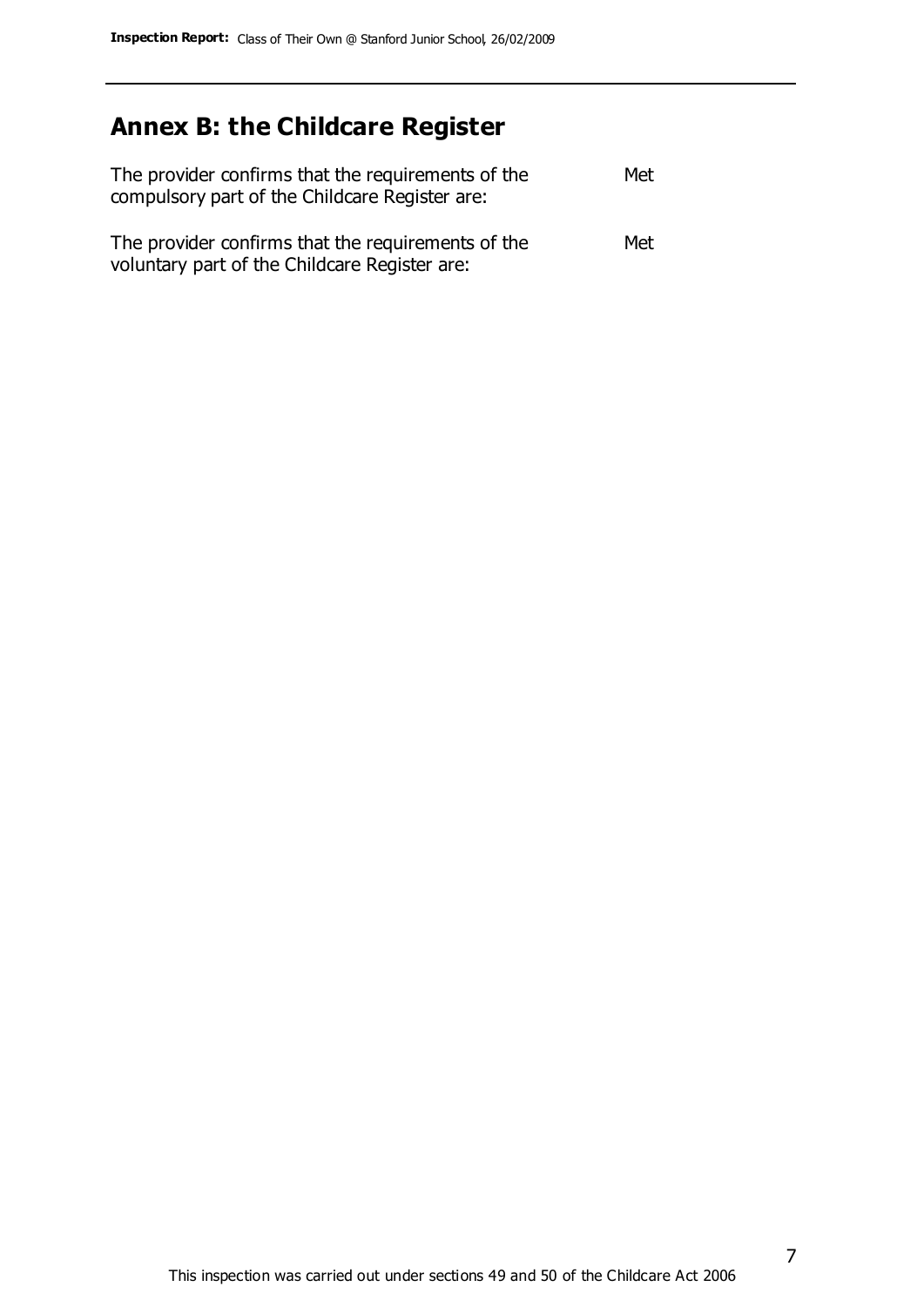# Annex B: the Childcare Register

| | |
|---|---|
| The provider confirms that the requirements of the compulsory part of the Childcare Register are: | Met |
| The provider confirms that the requirements of the voluntary part of the Childcare Register are: | Met |

This inspection was carried out under sections 49 and 50 of the Childcare Act 2006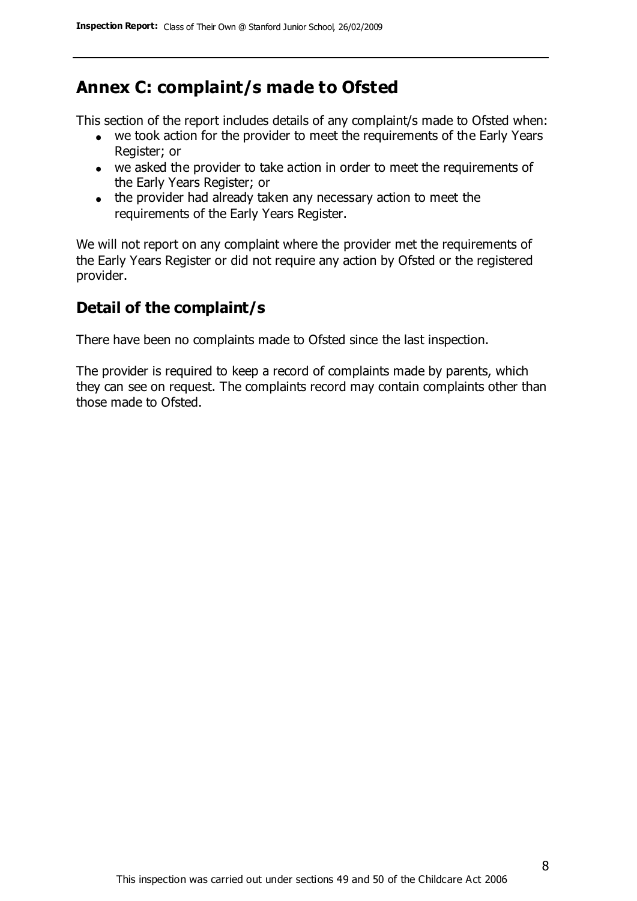## Annex C: complaint/s made to Ofsted

This section of the report includes details of any complaint/s made to Ofsted when:

- we took action for the provider to meet the requirements of the Early Years Register; or
- we asked the provider to take action in order to meet the requirements of the Early Years Register; or
- the provider had already taken any necessary action to meet the requirements of the Early Years Register.

We will not report on any complaint where the provider met the requirements of the Early Years Register or did not require any action by Ofsted or the registered provider.

### Detail of the complaint/s

There have been no complaints made to Ofsted since the last inspection.

The provider is required to keep a record of complaints made by parents, which they can see on request. The complaints record may contain complaints other than those made to Ofsted.